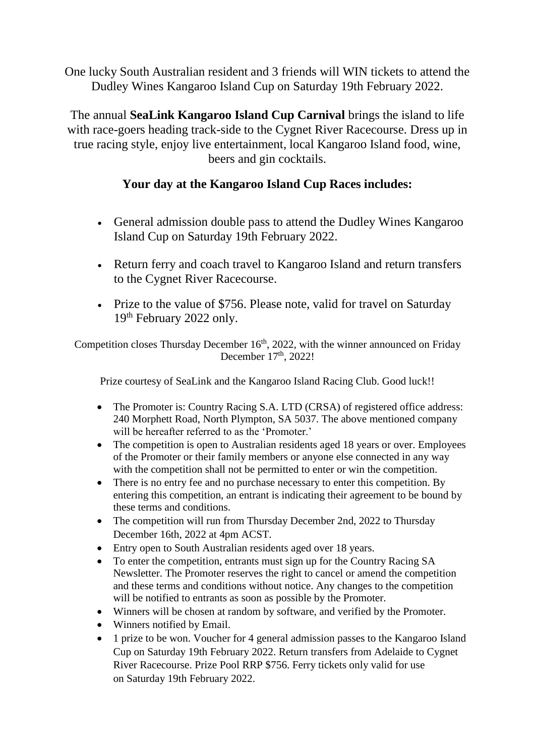One lucky South Australian resident and 3 friends will WIN tickets to attend the Dudley Wines Kangaroo Island Cup on Saturday 19th February 2022.

The annual **SeaLink Kangaroo Island Cup Carnival** brings the island to life with race-goers heading track-side to the Cygnet River Racecourse. Dress up in true racing style, enjoy live entertainment, local Kangaroo Island food, wine, beers and gin cocktails.

**Your day at the Kangaroo Island Cup Races includes:**

- General admission double pass to attend the Dudley Wines Kangaroo Island Cup on Saturday 19th February 2022.
- Return ferry and coach travel to Kangaroo Island and return transfers to the Cygnet River Racecourse.
- Prize to the value of $756. Please note, valid for travel on Saturday 19th February 2022 only.

Competition closes Thursday December 16th, 2022, with the winner announced on Friday December 17th, 2022!

Prize courtesy of SeaLink and the Kangaroo Island Racing Club. Good luck!!

- The Promoter is: Country Racing S.A. LTD (CRSA) of registered office address: 240 Morphett Road, North Plympton, SA 5037. The above mentioned company will be hereafter referred to as the 'Promoter.'
- The competition is open to Australian residents aged 18 years or over. Employees of the Promoter or their family members or anyone else connected in any way with the competition shall not be permitted to enter or win the competition.
- There is no entry fee and no purchase necessary to enter this competition. By entering this competition, an entrant is indicating their agreement to be bound by these terms and conditions.
- The competition will run from Thursday December 2nd, 2022 to Thursday December 16th, 2022 at 4pm ACST.
- Entry open to South Australian residents aged over 18 years.
- To enter the competition, entrants must sign up for the Country Racing SA Newsletter. The Promoter reserves the right to cancel or amend the competition and these terms and conditions without notice. Any changes to the competition will be notified to entrants as soon as possible by the Promoter.
- Winners will be chosen at random by software, and verified by the Promoter.
- Winners notified by Email.
- 1 prize to be won. Voucher for 4 general admission passes to the Kangaroo Island Cup on Saturday 19th February 2022. Return transfers from Adelaide to Cygnet River Racecourse. Prize Pool RRP $756. Ferry tickets only valid for use on Saturday 19th February 2022.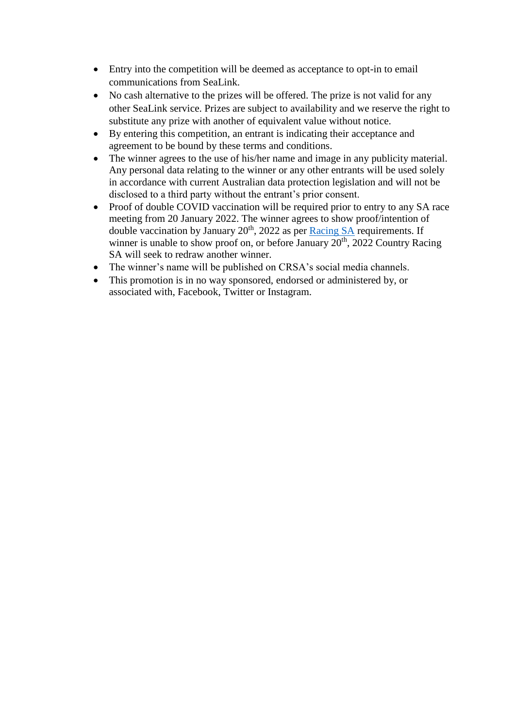- Entry into the competition will be deemed as acceptance to opt-in to email communications from SeaLink.
- No cash alternative to the prizes will be offered. The prize is not valid for any other SeaLink service. Prizes are subject to availability and we reserve the right to substitute any prize with another of equivalent value without notice.
- By entering this competition, an entrant is indicating their acceptance and agreement to be bound by these terms and conditions.
- The winner agrees to the use of his/her name and image in any publicity material. Any personal data relating to the winner or any other entrants will be used solely in accordance with current Australian data protection legislation and will not be disclosed to a third party without the entrant's prior consent.
- Proof of double COVID vaccination will be required prior to entry to any SA race meeting from 20 January 2022. The winner agrees to show proof/intention of double vaccination by January 20th, 2022 as per Racing SA requirements. If winner is unable to show proof on, or before January 20th, 2022 Country Racing SA will seek to redraw another winner.
- The winner's name will be published on CRSA's social media channels.
- This promotion is in no way sponsored, endorsed or administered by, or associated with, Facebook, Twitter or Instagram.